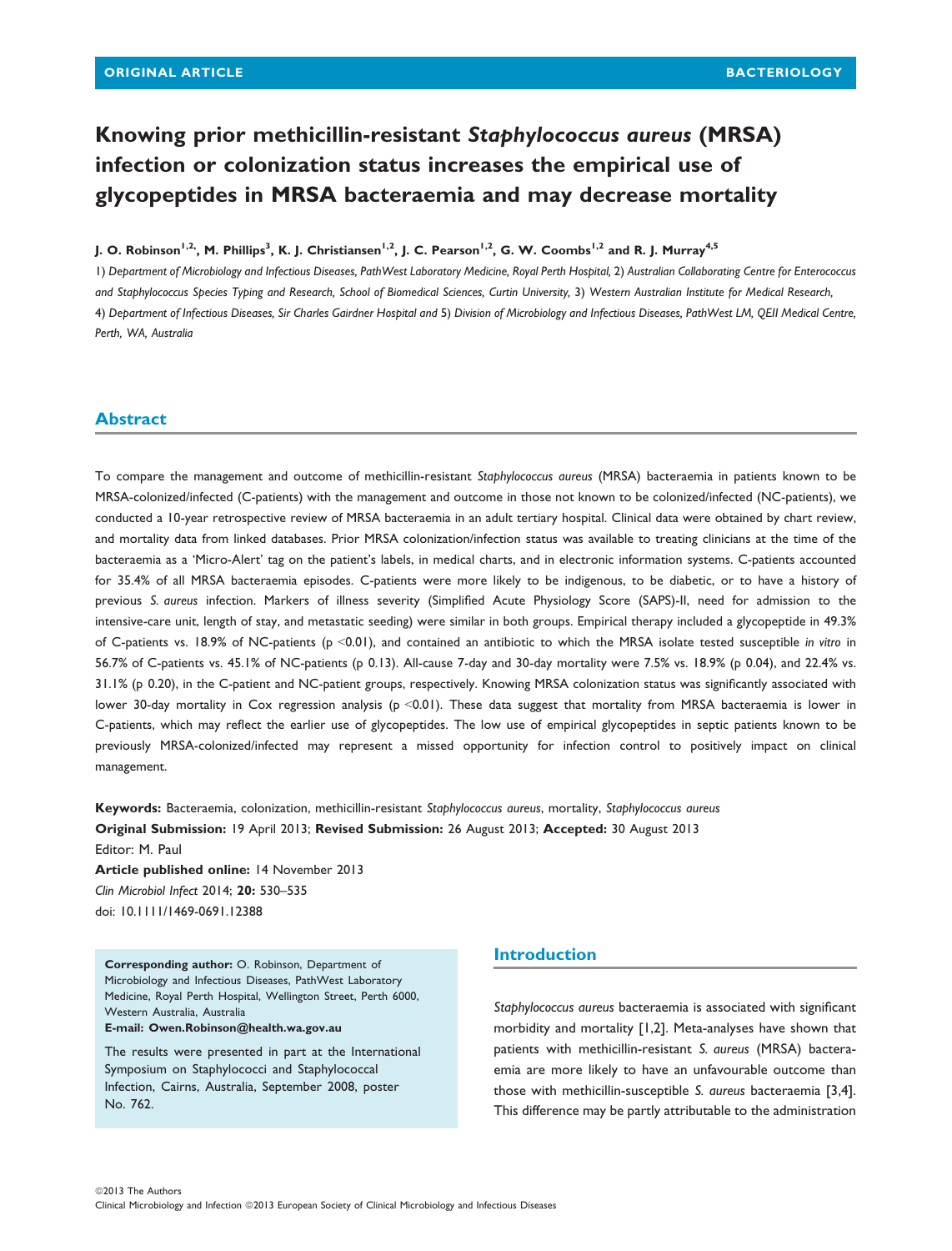ORIGINAL ARTICLE BACTERIOLOGY

# Knowing prior methicillin-resistant *Staphylococcus aureus* (MRSA) infection or colonization status increases the empirical use of glycopeptides in MRSA bacteraemia and may decrease mortality

**J. O. Robinson[1,2], M. Phillips[3], K. J. Christiansen[1,2], J. C. Pearson[1,2], G. W. Coombs[1,2] and R. J. Murray[4,5]**

1) *Department of Microbiology and Infectious Diseases, PathWest Laboratory Medicine, Royal Perth Hospital,* 2) *Australian Collaborating Centre for Enterococcus and Staphylococcus Species Typing and Research, School of Biomedical Sciences, Curtin University,* 3) *Western Australian Institute for Medical Research,* 4) *Department of Infectious Diseases, Sir Charles Gairdner Hospital and* 5) *Division of Microbiology and Infectious Diseases, PathWest LM, QEII Medical Centre, Perth, WA, Australia*

## Abstract

To compare the management and outcome of methicillin-resistant *Staphylococcus aureus* (MRSA) bacteraemia in patients known to be MRSA-colonized/infected (C-patients) with the management and outcome in those not known to be colonized/infected (NC-patients), we conducted a 10-year retrospective review of MRSA bacteraemia in an adult tertiary hospital. Clinical data were obtained by chart review, and mortality data from linked databases. Prior MRSA colonization/infection status was available to treating clinicians at the time of the bacteraemia as a 'Micro-Alert' tag on the patient's labels, in medical charts, and in electronic information systems. C-patients accounted for 35.4% of all MRSA bacteraemia episodes. C-patients were more likely to be indigenous, to be diabetic, or to have a history of previous *S. aureus* infection. Markers of illness severity (Simplified Acute Physiology Score (SAPS)-II, need for admission to the intensive-care unit, length of stay, and metastatic seeding) were similar in both groups. Empirical therapy included a glycopeptide in 49.3% of C-patients vs. 18.9% of NC-patients ($p < 0.01$), and contained an antibiotic to which the MRSA isolate tested susceptible *in vitro* in 56.7% of C-patients vs. 45.1% of NC-patients (p 0.13). All-cause 7-day and 30-day mortality were 7.5% vs. 18.9% (p 0.04), and 22.4% vs. 31.1% (p 0.20), in the C-patient and NC-patient groups, respectively. Knowing MRSA colonization status was significantly associated with lower 30-day mortality in Cox regression analysis ($p < 0.01$). These data suggest that mortality from MRSA bacteraemia is lower in C-patients, which may reflect the earlier use of glycopeptides. The low use of empirical glycopeptides in septic patients known to be previously MRSA-colonized/infected may represent a missed opportunity for infection control to positively impact on clinical management.

**Keywords:** Bacteraemia, colonization, methicillin-resistant *Staphylococcus aureus*, mortality, *Staphylococcus aureus*
**Original Submission:** 19 April 2013; **Revised Submission:** 26 August 2013; **Accepted:** 30 August 2013
Editor: M. Paul
**Article published online:** 14 November 2013
*Clin Microbiol Infect* 2014; **20:** 530–535
doi: 10.1111/1469-0691.12388

**Corresponding author:** O. Robinson, Department of Microbiology and Infectious Diseases, PathWest Laboratory Medicine, Royal Perth Hospital, Wellington Street, Perth 6000, Western Australia, Australia
**E-mail: Owen.Robinson@health.wa.gov.au**

The results were presented in part at the International Symposium on Staphylococci and Staphylococcal Infection, Cairns, Australia, September 2008, poster No. 762.

## Introduction

*Staphylococcus aureus* bacteraemia is associated with significant morbidity and mortality [1,2]. Meta-analyses have shown that patients with methicillin-resistant *S. aureus* (MRSA) bacteraemia are more likely to have an unfavourable outcome than those with methicillin-susceptible *S. aureus* bacteraemia [3,4]. This difference may be partly attributable to the administration

©2013 The Authors
Clinical Microbiology and Infection ©2013 European Society of Clinical Microbiology and Infectious Diseases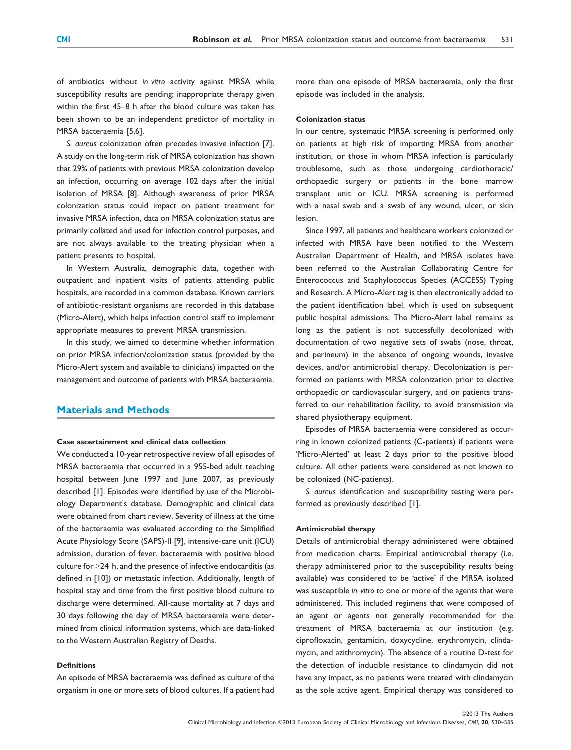of antibiotics without *in vitro* activity against MRSA while susceptibility results are pending; inappropriate therapy given within the first 45–8 h after the blood culture was taken has been shown to be an independent predictor of mortality in MRSA bacteraemia [5,6].

*S. aureus* colonization often precedes invasive infection [7]. A study on the long-term risk of MRSA colonization has shown that 29% of patients with previous MRSA colonization develop an infection, occurring on average 102 days after the initial isolation of MRSA [8]. Although awareness of prior MRSA colonization status could impact on patient treatment for invasive MRSA infection, data on MRSA colonization status are primarily collated and used for infection control purposes, and are not always available to the treating physician when a patient presents to hospital.

In Western Australia, demographic data, together with outpatient and inpatient visits of patients attending public hospitals, are recorded in a common database. Known carriers of antibiotic-resistant organisms are recorded in this database (Micro-Alert), which helps infection control staff to implement appropriate measures to prevent MRSA transmission.

In this study, we aimed to determine whether information on prior MRSA infection/colonization status (provided by the Micro-Alert system and available to clinicians) impacted on the management and outcome of patients with MRSA bacteraemia.

## Materials and Methods

#### Case ascertainment and clinical data collection

We conducted a 10-year retrospective review of all episodes of MRSA bacteraemia that occurred in a 955-bed adult teaching hospital between June 1997 and June 2007, as previously described [1]. Episodes were identified by use of the Microbiology Department's database. Demographic and clinical data were obtained from chart review. Severity of illness at the time of the bacteraemia was evaluated according to the Simplified Acute Physiology Score (SAPS)-II [9], intensive-care unit (ICU) admission, duration of fever, bacteraemia with positive blood culture for >24 h, and the presence of infective endocarditis (as defined in [10]) or metastatic infection. Additionally, length of hospital stay and time from the first positive blood culture to discharge were determined. All-cause mortality at 7 days and 30 days following the day of MRSA bacteraemia were determined from clinical information systems, which are data-linked to the Western Australian Registry of Deaths.

#### Definitions

An episode of MRSA bacteraemia was defined as culture of the organism in one or more sets of blood cultures. If a patient had more than one episode of MRSA bacteraemia, only the first episode was included in the analysis.

#### Colonization status

In our centre, systematic MRSA screening is performed only on patients at high risk of importing MRSA from another institution, or those in whom MRSA infection is particularly troublesome, such as those undergoing cardiothoracic/orthopaedic surgery or patients in the bone marrow transplant unit or ICU. MRSA screening is performed with a nasal swab and a swab of any wound, ulcer, or skin lesion.

Since 1997, all patients and healthcare workers colonized or infected with MRSA have been notified to the Western Australian Department of Health, and MRSA isolates have been referred to the Australian Collaborating Centre for Enterococcus and Staphylococcus Species (ACCESS) Typing and Research. A Micro-Alert tag is then electronically added to the patient identification label, which is used on subsequent public hospital admissions. The Micro-Alert label remains as long as the patient is not successfully decolonized with documentation of two negative sets of swabs (nose, throat, and perineum) in the absence of ongoing wounds, invasive devices, and/or antimicrobial therapy. Decolonization is performed on patients with MRSA colonization prior to elective orthopaedic or cardiovascular surgery, and on patients transferred to our rehabilitation facility, to avoid transmission via shared physiotherapy equipment.

Episodes of MRSA bacteraemia were considered as occurring in known colonized patients (C-patients) if patients were 'Micro-Alerted' at least 2 days prior to the positive blood culture. All other patients were considered as not known to be colonized (NC-patients).

*S. aureus* identification and susceptibility testing were performed as previously described [1].

#### Antimicrobial therapy

Details of antimicrobial therapy administered were obtained from medication charts. Empirical antimicrobial therapy (i.e. therapy administered prior to the susceptibility results being available) was considered to be 'active' if the MRSA isolated was susceptible *in vitro* to one or more of the agents that were administered. This included regimens that were composed of an agent or agents not generally recommended for the treatment of MRSA bacteraemia at our institution (e.g. ciprofloxacin, gentamicin, doxycycline, erythromycin, clindamycin, and azithromycin). The absence of a routine D-test for the detection of inducible resistance to clindamycin did not have any impact, as no patients were treated with clindamycin as the sole active agent. Empirical therapy was considered to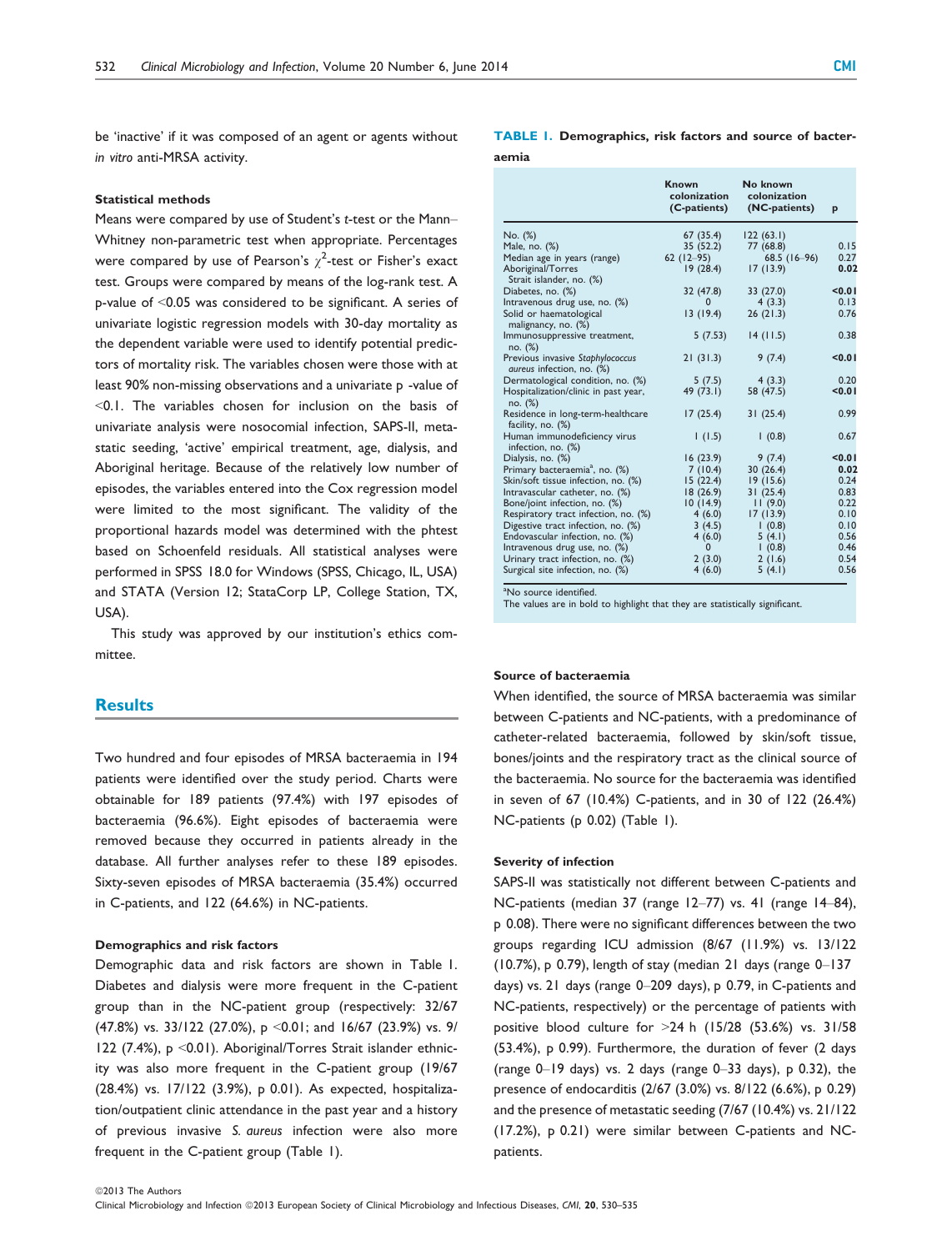be 'inactive' if it was composed of an agent or agents without *in vitro* anti-MRSA activity.

#### Statistical methods

Means were compared by use of Student's *t*-test or the Mann–Whitney non-parametric test when appropriate. Percentages were compared by use of Pearson's $\chi^2$-test or Fisher's exact test. Groups were compared by means of the log-rank test. A p-value of <0.05 was considered to be significant. A series of univariate logistic regression models with 30-day mortality as the dependent variable were used to identify potential predictors of mortality risk. The variables chosen were those with at least 90% non-missing observations and a univariate p -value of <0.1. The variables chosen for inclusion on the basis of univariate analysis were nosocomial infection, SAPS-II, metastatic seeding, 'active' empirical treatment, age, dialysis, and Aboriginal heritage. Because of the relatively low number of episodes, the variables entered into the Cox regression model were limited to the most significant. The validity of the proportional hazards model was determined with the phtest based on Schoenfeld residuals. All statistical analyses were performed in SPSS 18.0 for Windows (SPSS, Chicago, IL, USA) and STATA (Version 12; StataCorp LP, College Station, TX, USA).

This study was approved by our institution's ethics committee.

## Results

Two hundred and four episodes of MRSA bacteraemia in 194 patients were identified over the study period. Charts were obtainable for 189 patients (97.4%) with 197 episodes of bacteraemia (96.6%). Eight episodes of bacteraemia were removed because they occurred in patients already in the database. All further analyses refer to these 189 episodes. Sixty-seven episodes of MRSA bacteraemia (35.4%) occurred in C-patients, and 122 (64.6%) in NC-patients.

#### Demographics and risk factors

Demographic data and risk factors are shown in Table 1. Diabetes and dialysis were more frequent in the C-patient group than in the NC-patient group (respectively: 32/67 (47.8%) vs. 33/122 (27.0%), p <0.01; and 16/67 (23.9%) vs. 9/122 (7.4%), p <0.01). Aboriginal/Torres Strait islander ethnicity was also more frequent in the C-patient group (19/67 (28.4%) vs. 17/122 (3.9%), p 0.01). As expected, hospitalization/outpatient clinic attendance in the past year and a history of previous invasive *S. aureus* infection were also more frequent in the C-patient group (Table 1).

**TABLE 1. Demographics, risk factors and source of bacteraemia**

| | Known colonization (C-patients) | No known colonization (NC-patients) | p |
|---|---|---|---|
| No. (%) | 67 (35.4) | 122 (63.1) | |
| Male, no. (%) | 35 (52.2) | 77 (68.8) | 0.15 |
| Median age in years (range) | 62 (12–95) | 68.5 (16–96) | 0.27 |
| Aboriginal/Torres Strait islander, no. (%) | 19 (28.4) | 17 (13.9) | **0.02** |
| Diabetes, no. (%) | 32 (47.8) | 33 (27.0) | **<0.01** |
| Intravenous drug use, no. (%) | 0 | 4 (3.3) | 0.13 |
| Solid or haematological malignancy, no. (%) | 13 (19.4) | 26 (21.3) | 0.76 |
| Immunosuppressive treatment, no. (%) | 5 (7.53) | 14 (11.5) | 0.38 |
| Previous invasive *Staphylococcus aureus* infection, no. (%) | 21 (31.3) | 9 (7.4) | **<0.01** |
| Dermatological condition, no. (%) | 5 (7.5) | 4 (3.3) | 0.20 |
| Hospitalization/clinic in past year, no. (%) | 49 (73.1) | 58 (47.5) | **<0.01** |
| Residence in long-term-healthcare facility, no. (%) | 17 (25.4) | 31 (25.4) | 0.99 |
| Human immunodeficiency virus infection, no. (%) | 1 (1.5) | 1 (0.8) | 0.67 |
| Dialysis, no. (%) | 16 (23.9) | 9 (7.4) | **<0.01** |
| Primary bacteraemia[a], no. (%) | 7 (10.4) | 30 (26.4) | **0.02** |
| Skin/soft tissue infection, no. (%) | 15 (22.4) | 19 (15.6) | 0.24 |
| Intravascular catheter, no. (%) | 18 (26.9) | 31 (25.4) | 0.83 |
| Bone/joint infection, no. (%) | 10 (14.9) | 11 (9.0) | 0.22 |
| Respiratory tract infection, no. (%) | 4 (6.0) | 17 (13.9) | 0.10 |
| Digestive tract infection, no. (%) | 3 (4.5) | 1 (0.8) | 0.10 |
| Endovascular infection, no. (%) | 4 (6.0) | 5 (4.1) | 0.56 |
| Intravenous drug use, no. (%) | 0 | 1 (0.8) | 0.46 |
| Urinary tract infection, no. (%) | 2 (3.0) | 2 (1.6) | 0.54 |
| Surgical site infection, no. (%) | 4 (6.0) | 5 (4.1) | 0.56 |

[a]No source identified.
The values are in bold to highlight that they are statistically significant.

#### Source of bacteraemia

When identified, the source of MRSA bacteraemia was similar between C-patients and NC-patients, with a predominance of catheter-related bacteraemia, followed by skin/soft tissue, bones/joints and the respiratory tract as the clinical source of the bacteraemia. No source for the bacteraemia was identified in seven of 67 (10.4%) C-patients, and in 30 of 122 (26.4%) NC-patients (p 0.02) (Table 1).

#### Severity of infection

SAPS-II was statistically not different between C-patients and NC-patients (median 37 (range 12–77) vs. 41 (range 14–84), p 0.08). There were no significant differences between the two groups regarding ICU admission (8/67 (11.9%) vs. 13/122 (10.7%), p 0.79), length of stay (median 21 days (range 0–137 days) vs. 21 days (range 0–209 days), p 0.79, in C-patients and NC-patients, respectively) or the percentage of patients with positive blood culture for >24 h (15/28 (53.6%) vs. 31/58 (53.4%), p 0.99). Furthermore, the duration of fever (2 days (range 0–19 days) vs. 2 days (range 0–33 days), p 0.32), the presence of endocarditis (2/67 (3.0%) vs. 8/122 (6.6%), p 0.29) and the presence of metastatic seeding (7/67 (10.4%) vs. 21/122 (17.2%), p 0.21) were similar between C-patients and NC-patients.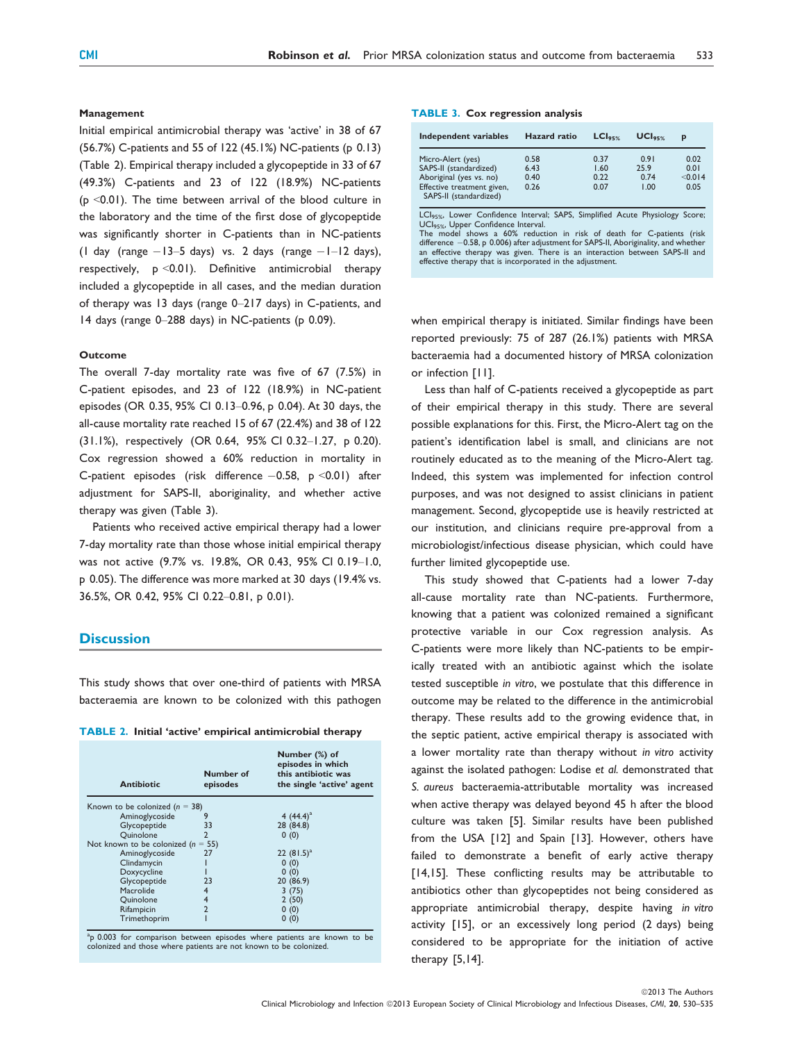### Management

Initial empirical antimicrobial therapy was 'active' in 38 of 67 (56.7%) C-patients and 55 of 122 (45.1%) NC-patients (p 0.13) (Table 2). Empirical therapy included a glycopeptide in 33 of 67 (49.3%) C-patients and 23 of 122 (18.9%) NC-patients ($p < 0.01$). The time between arrival of the blood culture in the laboratory and the time of the first dose of glycopeptide was significantly shorter in C-patients than in NC-patients (1 day (range −13–5 days) vs. 2 days (range −1–12 days), respectively, $p < 0.01$). Definitive antimicrobial therapy included a glycopeptide in all cases, and the median duration of therapy was 13 days (range 0–217 days) in C-patients, and 14 days (range 0–288 days) in NC-patients (p 0.09).

### Outcome

The overall 7-day mortality rate was five of 67 (7.5%) in C-patient episodes, and 23 of 122 (18.9%) in NC-patient episodes (OR 0.35, 95% CI 0.13–0.96, p 0.04). At 30 days, the all-cause mortality rate reached 15 of 67 (22.4%) and 38 of 122 (31.1%), respectively (OR 0.64, 95% CI 0.32–1.27, p 0.20). Cox regression showed a 60% reduction in mortality in C-patient episodes (risk difference −0.58, $p < 0.01$) after adjustment for SAPS-II, aboriginality, and whether active therapy was given (Table 3).

Patients who received active empirical therapy had a lower 7-day mortality rate than those whose initial empirical therapy was not active (9.7% vs. 19.8%, OR 0.43, 95% CI 0.19–1.0, p 0.05). The difference was more marked at 30 days (19.4% vs. 36.5%, OR 0.42, 95% CI 0.22–0.81, p 0.01).

## Discussion

This study shows that over one-third of patients with MRSA bacteraemia are known to be colonized with this pathogen when empirical therapy is initiated. Similar findings have been reported previously: 75 of 287 (26.1%) patients with MRSA bacteraemia had a documented history of MRSA colonization or infection [11].

**TABLE 2.** Initial 'active' empirical antimicrobial therapy

| Antibiotic | Number of episodes | Number (%) of episodes in which this antibiotic was the single 'active' agent |
|---|---|---|
| Known to be colonized ($n$ = 38) | | |
| Aminoglycoside | 9 | 4 (44.4)[a] |
| Glycopeptide | 33 | 28 (84.8) |
| Quinolone | 2 | 0 (0) |
| Not known to be colonized ($n$ = 55) | | |
| Aminoglycoside | 27 | 22 (81.5)[a] |
| Clindamycin | 1 | 0 (0) |
| Doxycycline | 1 | 0 (0) |
| Glycopeptide | 23 | 20 (86.9) |
| Macrolide | 4 | 3 (75) |
| Quinolone | 4 | 2 (50) |
| Rifampicin | 2 | 0 (0) |
| Trimethoprim | 1 | 0 (0) |

[a]p 0.003 for comparison between episodes where patients are known to be colonized and those where patients are not known to be colonized.

**TABLE 3.** Cox regression analysis

| Independent variables | Hazard ratio | $LCI_{95\%}$ | $UCI_{95\%}$ | p |
|---|---|---|---|---|
| Micro-Alert (yes) | 0.58 | 0.37 | 0.91 | 0.02 |
| SAPS-II (standardized) | 6.43 | 1.60 | 25.9 | 0.01 |
| Aboriginal (yes vs. no) | 0.40 | 0.22 | 0.74 | <0.014 |
| Effective treatment given, SAPS-II (standardized) | 0.26 | 0.07 | 1.00 | 0.05 |

$LCI_{95\%}$, Lower Confidence Interval; SAPS, Simplified Acute Physiology Score; $UCI_{95\%}$, Upper Confidence Interval.
The model shows a 60% reduction in risk of death for C-patients (risk difference −0.58, p 0.006) after adjustment for SAPS-II, Aboriginality, and whether an effective therapy was given. There is an interaction between SAPS-II and effective therapy that is incorporated in the adjustment.

Less than half of C-patients received a glycopeptide as part of their empirical therapy in this study. There are several possible explanations for this. First, the Micro-Alert tag on the patient's identification label is small, and clinicians are not routinely educated as to the meaning of the Micro-Alert tag. Indeed, this system was implemented for infection control purposes, and was not designed to assist clinicians in patient management. Second, glycopeptide use is heavily restricted at our institution, and clinicians require pre-approval from a microbiologist/infectious disease physician, which could have further limited glycopeptide use.

This study showed that C-patients had a lower 7-day all-cause mortality rate than NC-patients. Furthermore, knowing that a patient was colonized remained a significant protective variable in our Cox regression analysis. As C-patients were more likely than NC-patients to be empirically treated with an antibiotic against which the isolate tested susceptible *in vitro*, we postulate that this difference in outcome may be related to the difference in the antimicrobial therapy. These results add to the growing evidence that, in the septic patient, active empirical therapy is associated with a lower mortality rate than therapy without *in vitro* activity against the isolated pathogen: Lodise *et al.* demonstrated that *S. aureus* bacteraemia-attributable mortality was increased when active therapy was delayed beyond 45 h after the blood culture was taken [5]. Similar results have been published from the USA [12] and Spain [13]. However, others have failed to demonstrate a benefit of early active therapy [14,15]. These conflicting results may be attributable to antibiotics other than glycopeptides not being considered as appropriate antimicrobial therapy, despite having *in vitro* activity [15], or an excessively long period (2 days) being considered to be appropriate for the initiation of active therapy [5,14].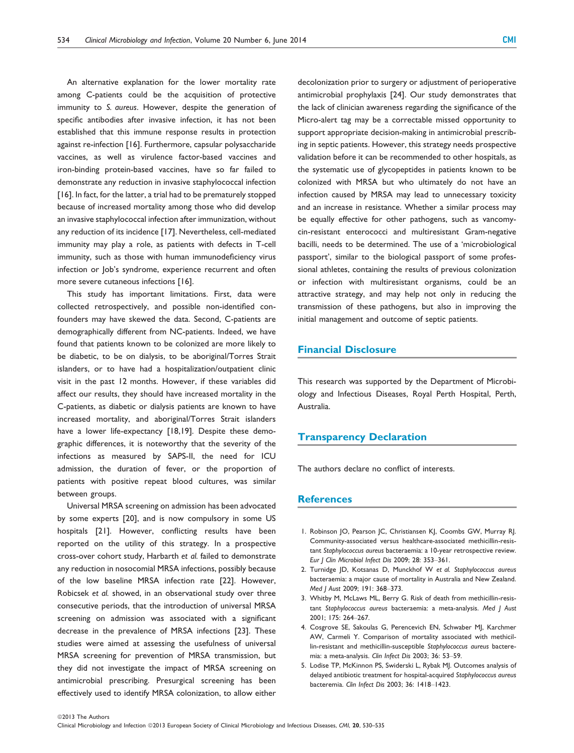An alternative explanation for the lower mortality rate among C-patients could be the acquisition of protective immunity to *S. aureus*. However, despite the generation of specific antibodies after invasive infection, it has not been established that this immune response results in protection against re-infection [16]. Furthermore, capsular polysaccharide vaccines, as well as virulence factor-based vaccines and iron-binding protein-based vaccines, have so far failed to demonstrate any reduction in invasive staphylococcal infection [16]. In fact, for the latter, a trial had to be prematurely stopped because of increased mortality among those who did develop an invasive staphylococcal infection after immunization, without any reduction of its incidence [17]. Nevertheless, cell-mediated immunity may play a role, as patients with defects in T-cell immunity, such as those with human immunodeficiency virus infection or Job's syndrome, experience recurrent and often more severe cutaneous infections [16].

This study has important limitations. First, data were collected retrospectively, and possible non-identified confounders may have skewed the data. Second, C-patients are demographically different from NC-patients. Indeed, we have found that patients known to be colonized are more likely to be diabetic, to be on dialysis, to be aboriginal/Torres Strait islanders, or to have had a hospitalization/outpatient clinic visit in the past 12 months. However, if these variables did affect our results, they should have increased mortality in the C-patients, as diabetic or dialysis patients are known to have increased mortality, and aboriginal/Torres Strait islanders have a lower life-expectancy [18,19]. Despite these demographic differences, it is noteworthy that the severity of the infections as measured by SAPS-II, the need for ICU admission, the duration of fever, or the proportion of patients with positive repeat blood cultures, was similar between groups.

Universal MRSA screening on admission has been advocated by some experts [20], and is now compulsory in some US hospitals [21]. However, conflicting results have been reported on the utility of this strategy. In a prospective cross-over cohort study, Harbarth *et al.* failed to demonstrate any reduction in nosocomial MRSA infections, possibly because of the low baseline MRSA infection rate [22]. However, Robicsek *et al.* showed, in an observational study over three consecutive periods, that the introduction of universal MRSA screening on admission was associated with a significant decrease in the prevalence of MRSA infections [23]. These studies were aimed at assessing the usefulness of universal MRSA screening for prevention of MRSA transmission, but they did not investigate the impact of MRSA screening on antimicrobial prescribing. Presurgical screening has been effectively used to identify MRSA colonization, to allow either decolonization prior to surgery or adjustment of perioperative antimicrobial prophylaxis [24]. Our study demonstrates that the lack of clinician awareness regarding the significance of the Micro-alert tag may be a correctable missed opportunity to support appropriate decision-making in antimicrobial prescribing in septic patients. However, this strategy needs prospective validation before it can be recommended to other hospitals, as the systematic use of glycopeptides in patients known to be colonized with MRSA but who ultimately do not have an infection caused by MRSA may lead to unnecessary toxicity and an increase in resistance. Whether a similar process may be equally effective for other pathogens, such as vancomycin-resistant enterococci and multiresistant Gram-negative bacilli, needs to be determined. The use of a 'microbiological passport', similar to the biological passport of some professional athletes, containing the results of previous colonization or infection with multiresistant organisms, could be an attractive strategy, and may help not only in reducing the transmission of these pathogens, but also in improving the initial management and outcome of septic patients.

## Financial Disclosure

This research was supported by the Department of Microbiology and Infectious Diseases, Royal Perth Hospital, Perth, Australia.

## Transparency Declaration

The authors declare no conflict of interests.

## References

1. Robinson JO, Pearson JC, Christiansen KJ, Coombs GW, Murray RJ. Community-associated versus healthcare-associated methicillin-resistant *Staphylococcus aureus* bacteraemia: a 10-year retrospective review. *Eur J Clin Microbiol Infect Dis* 2009; 28: 353–361.
2. Turnidge JD, Kotsanas D, Munckhof W *et al.* *Staphylococcus aureus* bacteraemia: a major cause of mortality in Australia and New Zealand. *Med J Aust* 2009; 191: 368–373.
3. Whitby M, McLaws ML, Berry G. Risk of death from methicillin-resistant *Staphylococcus aureus* bacteraemia: a meta-analysis. *Med J Aust* 2001; 175: 264–267.
4. Cosgrove SE, Sakoulas G, Perencevich EN, Schwaber MJ, Karchmer AW, Carmeli Y. Comparison of mortality associated with methicillin-resistant and methicillin-susceptible *Staphylococcus aureus* bacteremia: a meta-analysis. *Clin Infect Dis* 2003; 36: 53–59.
5. Lodise TP, McKinnon PS, Swiderski L, Rybak MJ. Outcomes analysis of delayed antibiotic treatment for hospital-acquired *Staphylococcus aureus* bacteremia. *Clin Infect Dis* 2003; 36: 1418–1423.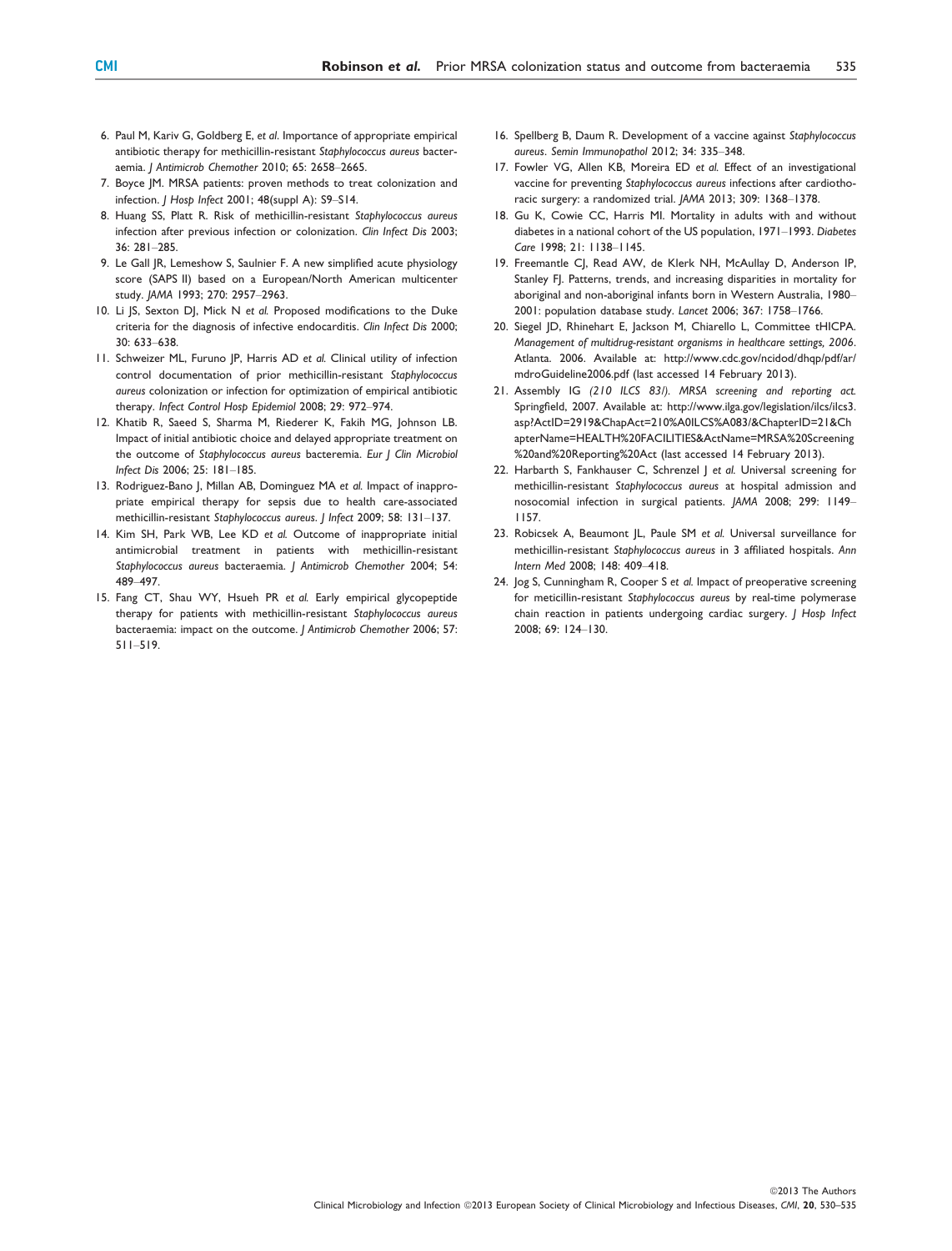6. Paul M, Kariv G, Goldberg E, *et al*. Importance of appropriate empirical antibiotic therapy for methicillin-resistant *Staphylococcus aureus* bacteraemia. *J Antimicrob Chemother* 2010; 65: 2658–2665.
7. Boyce JM. MRSA patients: proven methods to treat colonization and infection. *J Hosp Infect* 2001; 48(suppl A): S9–S14.
8. Huang SS, Platt R. Risk of methicillin-resistant *Staphylococcus aureus* infection after previous infection or colonization. *Clin Infect Dis* 2003; 36: 281–285.
9. Le Gall JR, Lemeshow S, Saulnier F. A new simplified acute physiology score (SAPS II) based on a European/North American multicenter study. *JAMA* 1993; 270: 2957–2963.
10. Li JS, Sexton DJ, Mick N *et al.* Proposed modifications to the Duke criteria for the diagnosis of infective endocarditis. *Clin Infect Dis* 2000; 30: 633–638.
11. Schweizer ML, Furuno JP, Harris AD *et al.* Clinical utility of infection control documentation of prior methicillin-resistant *Staphylococcus aureus* colonization or infection for optimization of empirical antibiotic therapy. *Infect Control Hosp Epidemiol* 2008; 29: 972–974.
12. Khatib R, Saeed S, Sharma M, Riederer K, Fakih MG, Johnson LB. Impact of initial antibiotic choice and delayed appropriate treatment on the outcome of *Staphylococcus aureus* bacteremia. *Eur J Clin Microbiol Infect Dis* 2006; 25: 181–185.
13. Rodriguez-Bano J, Millan AB, Dominguez MA *et al.* Impact of inappropriate empirical therapy for sepsis due to health care-associated methicillin-resistant *Staphylococcus aureus*. *J Infect* 2009; 58: 131–137.
14. Kim SH, Park WB, Lee KD *et al.* Outcome of inappropriate initial antimicrobial treatment in patients with methicillin-resistant *Staphylococcus aureus* bacteraemia. *J Antimicrob Chemother* 2004; 54: 489–497.
15. Fang CT, Shau WY, Hsueh PR *et al.* Early empirical glycopeptide therapy for patients with methicillin-resistant *Staphylococcus aureus* bacteraemia: impact on the outcome. *J Antimicrob Chemother* 2006; 57: 511–519.
16. Spellberg B, Daum R. Development of a vaccine against *Staphylococcus aureus*. *Semin Immunopathol* 2012; 34: 335–348.
17. Fowler VG, Allen KB, Moreira ED *et al.* Effect of an investigational vaccine for preventing *Staphylococcus aureus* infections after cardiothoracic surgery: a randomized trial. *JAMA* 2013; 309: 1368–1378.
18. Gu K, Cowie CC, Harris MI. Mortality in adults with and without diabetes in a national cohort of the US population, 1971–1993. *Diabetes Care* 1998; 21: 1138–1145.
19. Freemantle CJ, Read AW, de Klerk NH, McAullay D, Anderson IP, Stanley FJ. Patterns, trends, and increasing disparities in mortality for aboriginal and non-aboriginal infants born in Western Australia, 1980–2001: population database study. *Lancet* 2006; 367: 1758–1766.
20. Siegel JD, Rhinehart E, Jackson M, Chiarello L, Committee tHICPA. *Management of multidrug-resistant organisms in healthcare settings, 2006*. Atlanta. 2006. Available at: http://www.cdc.gov/ncidod/dhqp/pdf/ar/mdroGuideline2006.pdf (last accessed 14 February 2013).
21. Assembly IG *(210 ILCS 83/). MRSA screening and reporting act.* Springfield, 2007. Available at: http://www.ilga.gov/legislation/ilcs/ilcs3.asp?ActID=2919&ChapAct=210%A0ILCS%A083/&ChapterID=21&ChapterName=HEALTH%20FACILITIES&ActName=MRSA%20Screening%20and%20Reporting%20Act (last accessed 14 February 2013).
22. Harbarth S, Fankhauser C, Schrenzel J *et al.* Universal screening for methicillin-resistant *Staphylococcus aureus* at hospital admission and nosocomial infection in surgical patients. *JAMA* 2008; 299: 1149–1157.
23. Robicsek A, Beaumont JL, Paule SM *et al.* Universal surveillance for methicillin-resistant *Staphylococcus aureus* in 3 affiliated hospitals. *Ann Intern Med* 2008; 148: 409–418.
24. Jog S, Cunningham R, Cooper S *et al.* Impact of preoperative screening for meticillin-resistant *Staphylococcus aureus* by real-time polymerase chain reaction in patients undergoing cardiac surgery. *J Hosp Infect* 2008; 69: 124–130.